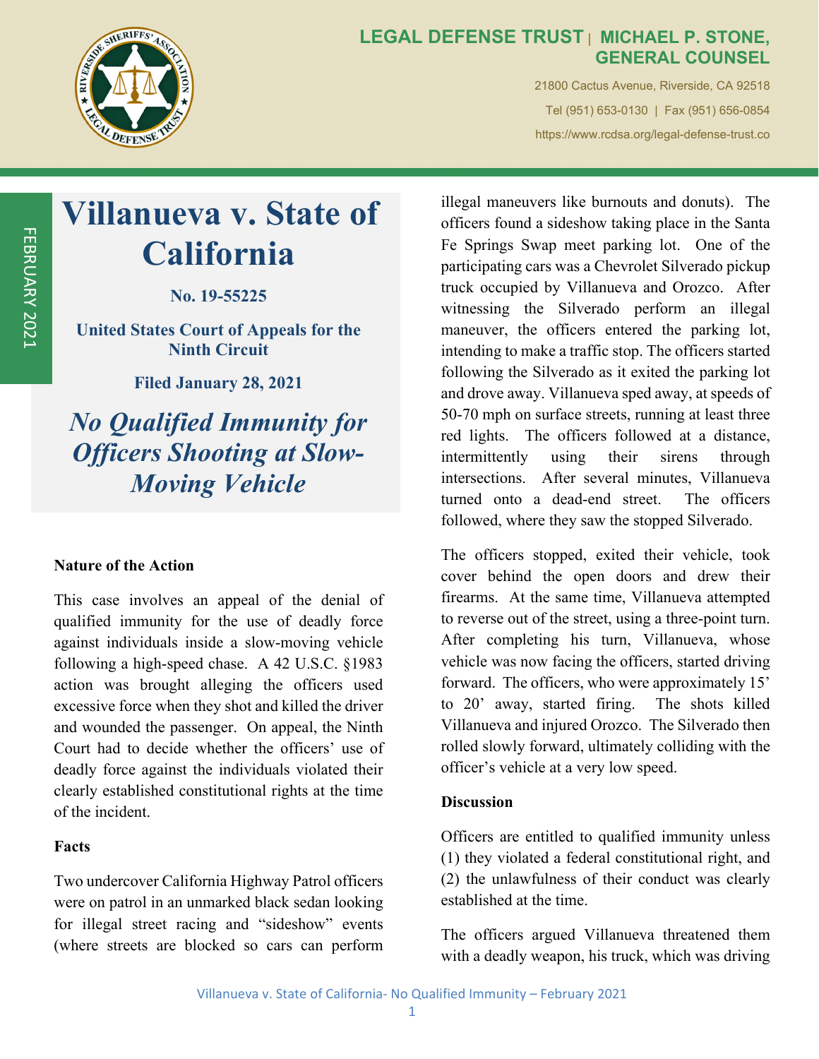LEGAL DEFENSE TRUST | MICHAEL P. STONE, GENERAL COUNSEL

21800 Cactus Avenue, Riverside, CA 92518

Tel (951) 653-0130 | Fax (951) 656-0854

https://www.rcdsa.org/legal-defense-trust.co

FEBRUARY 2021

# Villanueva v. State of California

**No. 19-55225**

**United States Court of Appeals for the Ninth Circuit**

**Filed January 28, 2021**

## *No Qualified Immunity for Officers Shooting at Slow-Moving Vehicle*

### Nature of the Action

This case involves an appeal of the denial of qualified immunity for the use of deadly force against individuals inside a slow-moving vehicle following a high-speed chase. A 42 U.S.C. §1983 action was brought alleging the officers used excessive force when they shot and killed the driver and wounded the passenger. On appeal, the Ninth Court had to decide whether the officers' use of deadly force against the individuals violated their clearly established constitutional rights at the time of the incident.

### Facts

Two undercover California Highway Patrol officers were on patrol in an unmarked black sedan looking for illegal street racing and "sideshow" events (where streets are blocked so cars can perform illegal maneuvers like burnouts and donuts). The officers found a sideshow taking place in the Santa Fe Springs Swap meet parking lot. One of the participating cars was a Chevrolet Silverado pickup truck occupied by Villanueva and Orozco. After witnessing the Silverado perform an illegal maneuver, the officers entered the parking lot, intending to make a traffic stop. The officers started following the Silverado as it exited the parking lot and drove away. Villanueva sped away, at speeds of 50-70 mph on surface streets, running at least three red lights. The officers followed at a distance, intermittently using their sirens through intersections. After several minutes, Villanueva turned onto a dead-end street. The officers followed, where they saw the stopped Silverado.

The officers stopped, exited their vehicle, took cover behind the open doors and drew their firearms. At the same time, Villanueva attempted to reverse out of the street, using a three-point turn. After completing his turn, Villanueva, whose vehicle was now facing the officers, started driving forward. The officers, who were approximately 15' to 20' away, started firing. The shots killed Villanueva and injured Orozco. The Silverado then rolled slowly forward, ultimately colliding with the officer's vehicle at a very low speed.

### Discussion

Officers are entitled to qualified immunity unless (1) they violated a federal constitutional right, and (2) the unlawfulness of their conduct was clearly established at the time.

The officers argued Villanueva threatened them with a deadly weapon, his truck, which was driving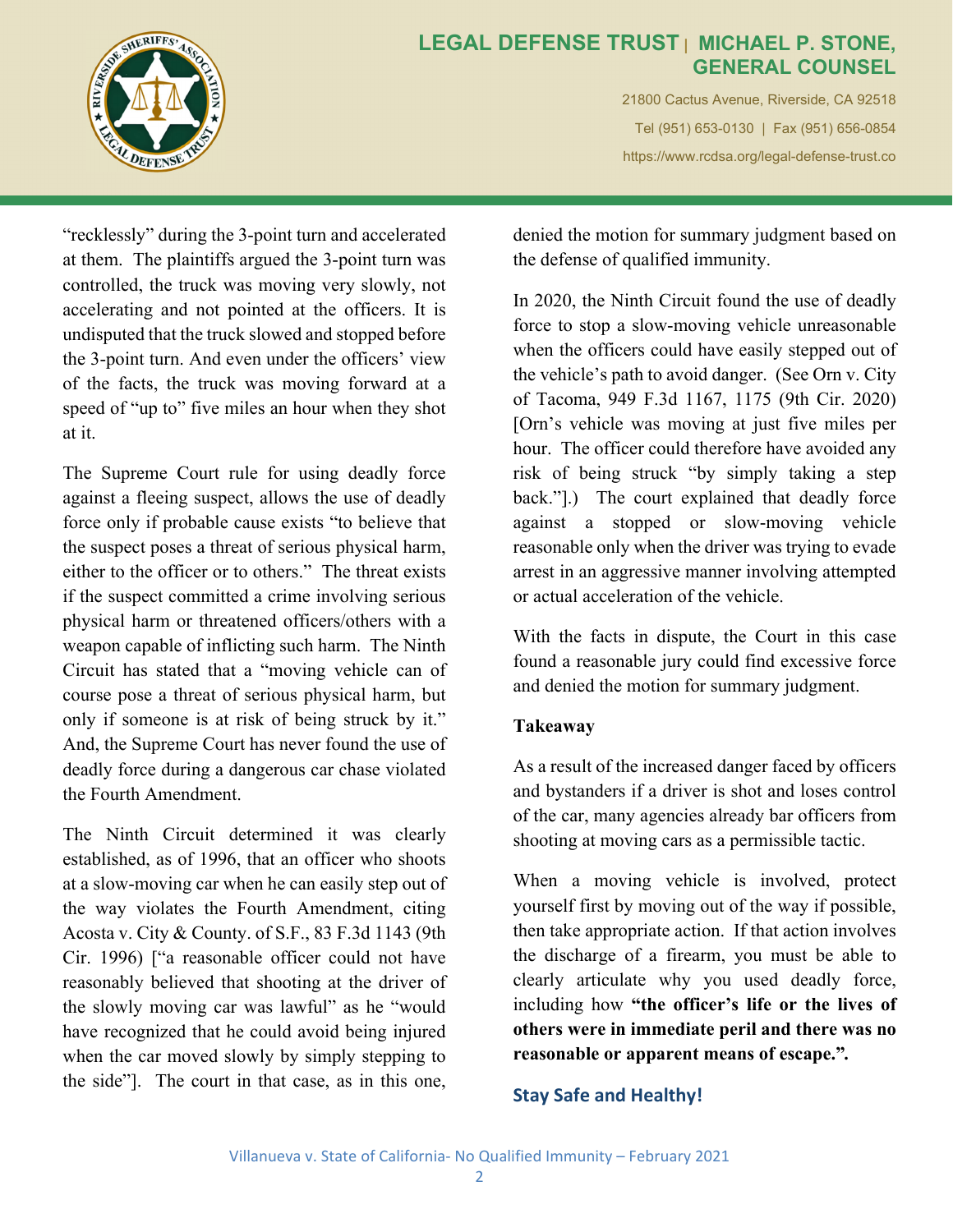"recklessly" during the 3-point turn and accelerated at them. The plaintiffs argued the 3-point turn was controlled, the truck was moving very slowly, not accelerating and not pointed at the officers. It is undisputed that the truck slowed and stopped before the 3-point turn. And even under the officers' view of the facts, the truck was moving forward at a speed of "up to" five miles an hour when they shot at it.

The Supreme Court rule for using deadly force against a fleeing suspect, allows the use of deadly force only if probable cause exists "to believe that the suspect poses a threat of serious physical harm, either to the officer or to others." The threat exists if the suspect committed a crime involving serious physical harm or threatened officers/others with a weapon capable of inflicting such harm. The Ninth Circuit has stated that a "moving vehicle can of course pose a threat of serious physical harm, but only if someone is at risk of being struck by it." And, the Supreme Court has never found the use of deadly force during a dangerous car chase violated the Fourth Amendment.

The Ninth Circuit determined it was clearly established, as of 1996, that an officer who shoots at a slow-moving car when he can easily step out of the way violates the Fourth Amendment, citing Acosta v. City & County. of S.F., 83 F.3d 1143 (9th Cir. 1996) ["a reasonable officer could not have reasonably believed that shooting at the driver of the slowly moving car was lawful" as he "would have recognized that he could avoid being injured when the car moved slowly by simply stepping to the side"]. The court in that case, as in this one, denied the motion for summary judgment based on the defense of qualified immunity.

In 2020, the Ninth Circuit found the use of deadly force to stop a slow-moving vehicle unreasonable when the officers could have easily stepped out of the vehicle's path to avoid danger. (See Orn v. City of Tacoma, 949 F.3d 1167, 1175 (9th Cir. 2020) [Orn's vehicle was moving at just five miles per hour. The officer could therefore have avoided any risk of being struck "by simply taking a step back."].) The court explained that deadly force against a stopped or slow-moving vehicle reasonable only when the driver was trying to evade arrest in an aggressive manner involving attempted or actual acceleration of the vehicle.

With the facts in dispute, the Court in this case found a reasonable jury could find excessive force and denied the motion for summary judgment.

**Takeaway**

As a result of the increased danger faced by officers and bystanders if a driver is shot and loses control of the car, many agencies already bar officers from shooting at moving cars as a permissible tactic.

When a moving vehicle is involved, protect yourself first by moving out of the way if possible, then take appropriate action. If that action involves the discharge of a firearm, you must be able to clearly articulate why you used deadly force, including how **"the officer's life or the lives of others were in immediate peril and there was no reasonable or apparent means of escape.".**

**Stay Safe and Healthy!**